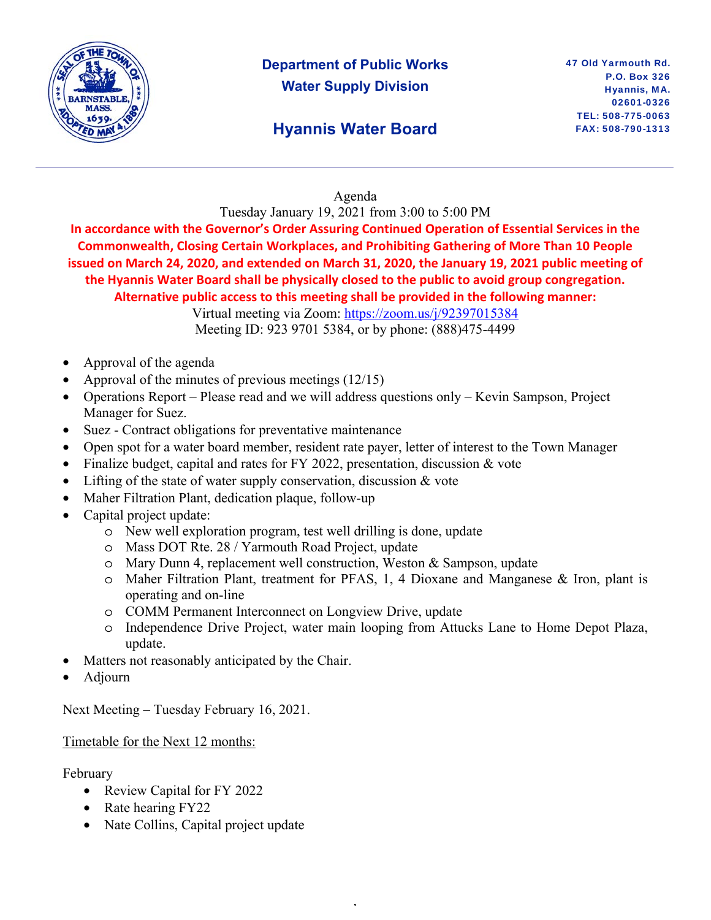**Department of Public Works**
**Water Supply Division**

## Hyannis Water Board

47 Old Yarmouth Rd.
P.O. Box 326
Hyannis, MA.
02601-0326
TEL: 508-775-0063
FAX: 508-790-1313

---

Agenda
Tuesday January 19, 2021 from 3:00 to 5:00 PM

**In accordance with the Governor's Order Assuring Continued Operation of Essential Services in the Commonwealth, Closing Certain Workplaces, and Prohibiting Gathering of More Than 10 People issued on March 24, 2020, and extended on March 31, 2020, the January 19, 2021 public meeting of the Hyannis Water Board shall be physically closed to the public to avoid group congregation. Alternative public access to this meeting shall be provided in the following manner:**

Virtual meeting via Zoom: https://zoom.us/j/92397015384
Meeting ID: 923 9701 5384, or by phone: (888)475-4499

- Approval of the agenda
- Approval of the minutes of previous meetings (12/15)
- Operations Report – Please read and we will address questions only – Kevin Sampson, Project Manager for Suez.
- Suez - Contract obligations for preventative maintenance
- Open spot for a water board member, resident rate payer, letter of interest to the Town Manager
- Finalize budget, capital and rates for FY 2022, presentation, discussion & vote
- Lifting of the state of water supply conservation, discussion & vote
- Maher Filtration Plant, dedication plaque, follow-up
- Capital project update:
    - New well exploration program, test well drilling is done, update
    - Mass DOT Rte. 28 / Yarmouth Road Project, update
    - Mary Dunn 4, replacement well construction, Weston & Sampson, update
    - Maher Filtration Plant, treatment for PFAS, 1, 4 Dioxane and Manganese & Iron, plant is operating and on-line
    - COMM Permanent Interconnect on Longview Drive, update
    - Independence Drive Project, water main looping from Attucks Lane to Home Depot Plaza, update.
- Matters not reasonably anticipated by the Chair.
- Adjourn

Next Meeting – Tuesday February 16, 2021.

<u>Timetable for the Next 12 months:</u>

February
- Review Capital for FY 2022
- Rate hearing FY22
- Nate Collins, Capital project update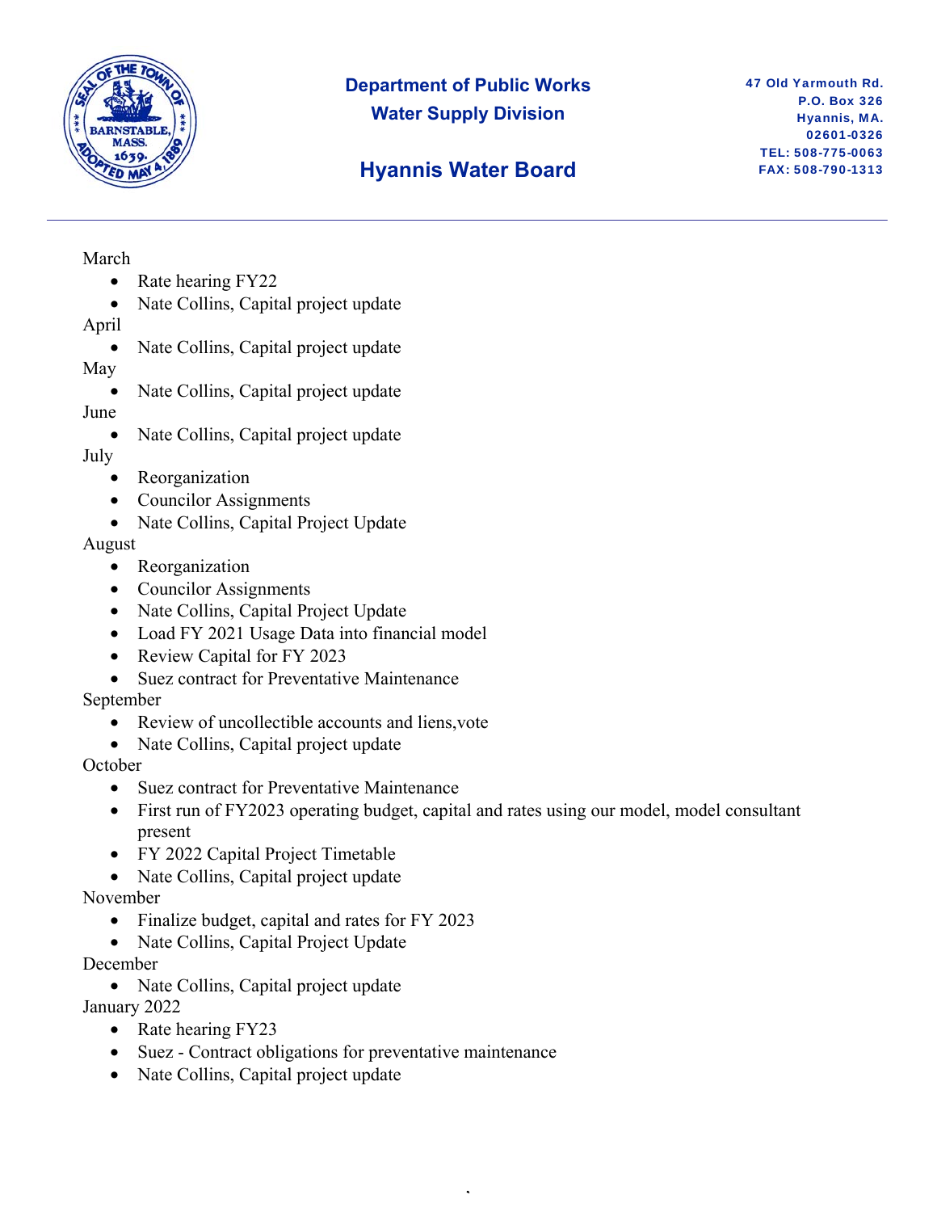**Department of Public Works**
**Water Supply Division**

**Hyannis Water Board**

47 Old Yarmouth Rd.
P.O. Box 326
Hyannis, MA.
02601-0326
TEL: 508-775-0063
FAX: 508-790-1313

March
- Rate hearing FY22
- Nate Collins, Capital project update

April
- Nate Collins, Capital project update

May
- Nate Collins, Capital project update

June
- Nate Collins, Capital project update

July
- Reorganization
- Councilor Assignments
- Nate Collins, Capital Project Update

August
- Reorganization
- Councilor Assignments
- Nate Collins, Capital Project Update
- Load FY 2021 Usage Data into financial model
- Review Capital for FY 2023
- Suez contract for Preventative Maintenance

September
- Review of uncollectible accounts and liens,vote
- Nate Collins, Capital project update

October
- Suez contract for Preventative Maintenance
- First run of FY2023 operating budget, capital and rates using our model, model consultant present
- FY 2022 Capital Project Timetable
- Nate Collins, Capital project update

November
- Finalize budget, capital and rates for FY 2023
- Nate Collins, Capital Project Update

December
- Nate Collins, Capital project update

January 2022
- Rate hearing FY23
- Suez - Contract obligations for preventative maintenance
- Nate Collins, Capital project update